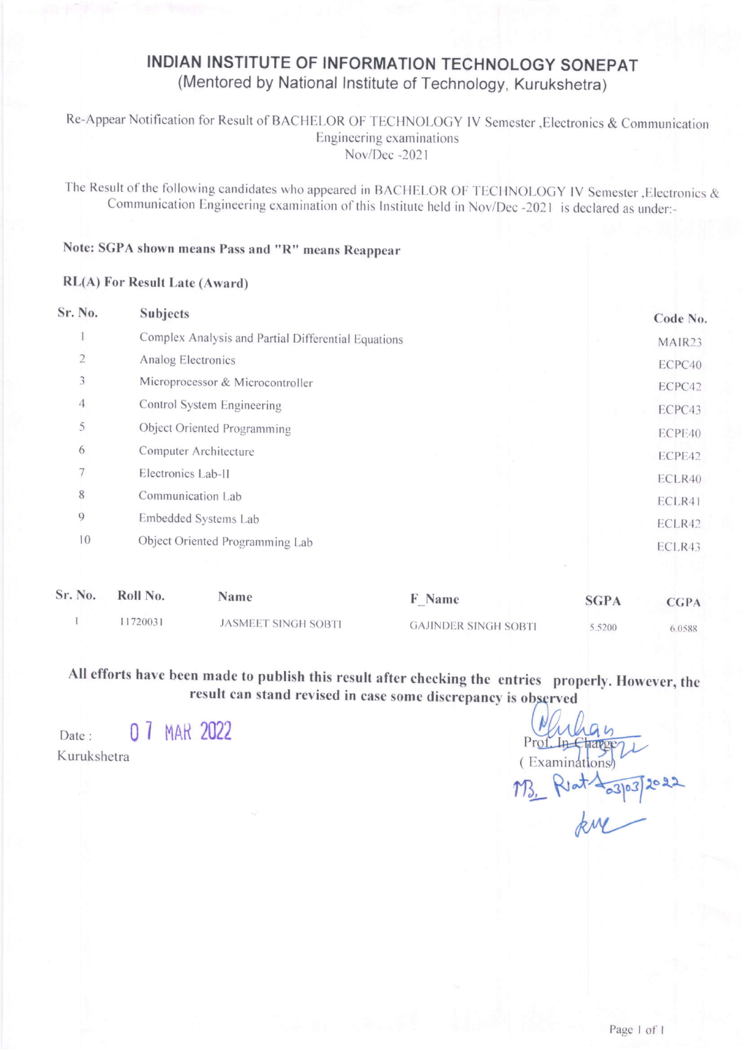# INDIAN INSTITUTE OF INFORMATION TECHNOLOGY SONEPAT

(Mentored by National Institute of Technology, Kurukshetra)

Re-Appear Notification for Result of BACHELOR OF TECHNOLOGY IV Semester ,Electronics & Communication Engineering examinations
Nov/Dec -2021

The Result of the following candidates who appeared in BACHELOR OF TECHNOLOGY IV Semester ,Electronics & Communication Engineering examination of this Institute held in Nov/Dec -2021 is declared as under:-

**Note: SGPA shown means Pass and "R" means Reappear**

**RL(A) For Result Late (Award)**

| Sr. No. | Subjects | Code No. |
|---|---|---|
| 1 | Complex Analysis and Partial Differential Equations | MAIR23 |
| 2 | Analog Electronics | ECPC40 |
| 3 | Microprocessor & Microcontroller | ECPC42 |
| 4 | Control System Engineering | ECPC43 |
| 5 | Object Oriented Programming | ECPE40 |
| 6 | Computer Architecture | ECPE42 |
| 7 | Electronics Lab-II | ECLR40 |
| 8 | Communication Lab | ECLR41 |
| 9 | Embedded Systems Lab | ECLR42 |
| 10 | Object Oriented Programming Lab | ECLR43 |

| Sr. No. | Roll No. | Name | F_Name | SGPA | CGPA |
|---|---|---|---|---|---|
| 1 | 11720031 | JASMEET SINGH SOBTI | GAJINDER SINGH SOBTI | 5.5200 | 6.0588 |

**All efforts have been made to publish this result after checking the entries properly. However, the result can stand revised in case some discrepancy is observed**

Date : 07 MAR 2022

Kurukshetra

Prof. In-Charge
(Examinations)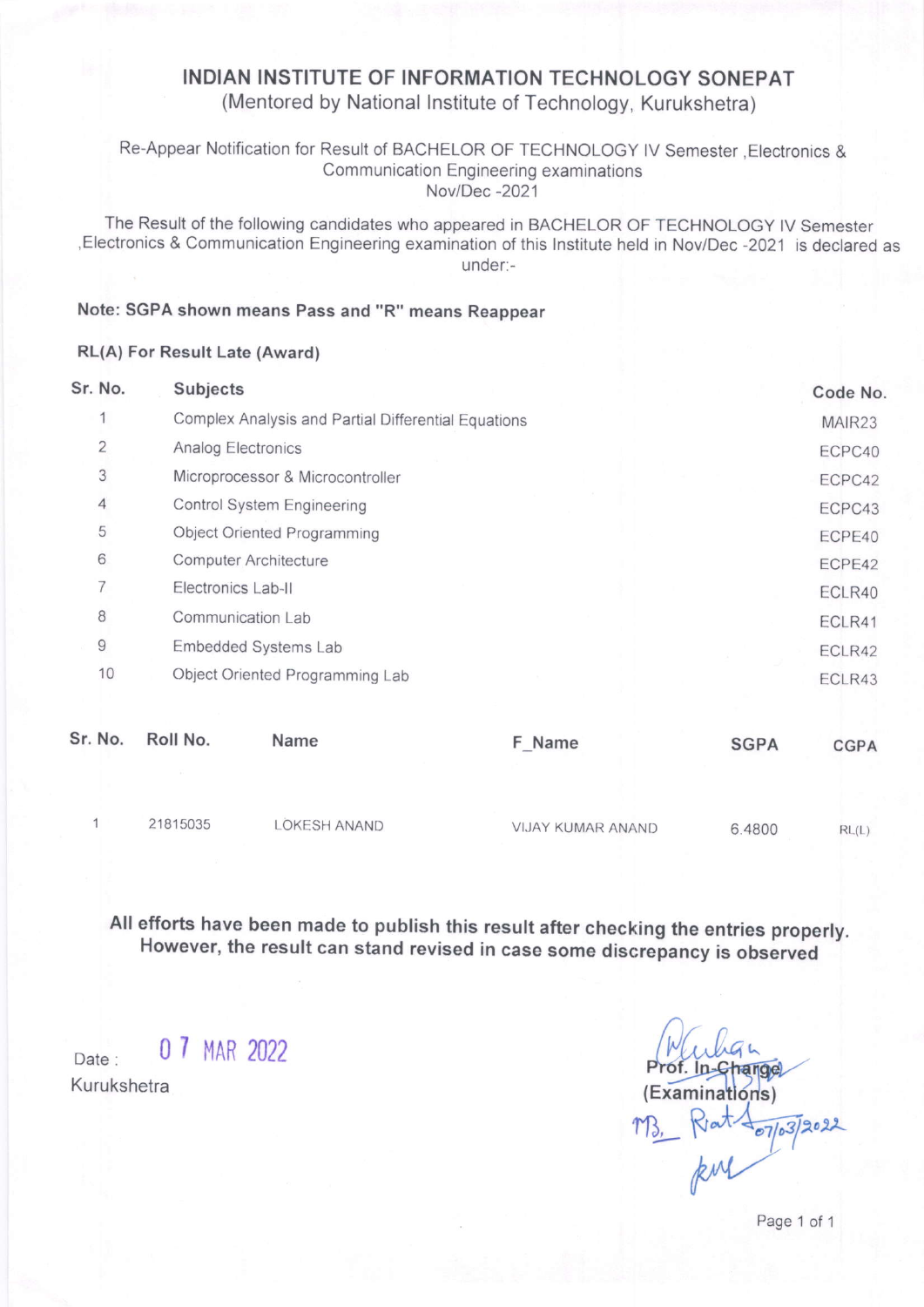# INDIAN INSTITUTE OF INFORMATION TECHNOLOGY SONEPAT

(Mentored by National Institute of Technology, Kurukshetra)

Re-Appear Notification for Result of BACHELOR OF TECHNOLOGY IV Semester ,Electronics & Communication Engineering examinations
Nov/Dec -2021

The Result of the following candidates who appeared in BACHELOR OF TECHNOLOGY IV Semester ,Electronics & Communication Engineering examination of this Institute held in Nov/Dec -2021 is declared as under:-

**Note: SGPA shown means Pass and "R" means Reappear**

**RL(A) For Result Late (Award)**

| Sr. No. | Subjects | Code No. |
|---|---|---|
| 1 | Complex Analysis and Partial Differential Equations | MAIR23 |
| 2 | Analog Electronics | ECPC40 |
| 3 | Microprocessor & Microcontroller | ECPC42 |
| 4 | Control System Engineering | ECPC43 |
| 5 | Object Oriented Programming | ECPE40 |
| 6 | Computer Architecture | ECPE42 |
| 7 | Electronics Lab-II | ECLR40 |
| 8 | Communication Lab | ECLR41 |
| 9 | Embedded Systems Lab | ECLR42 |
| 10 | Object Oriented Programming Lab | ECLR43 |

| Sr. No. | Roll No. | Name | F_Name | SGPA | CGPA |
|---|---|---|---|---|---|
| 1 | 21815035 | LOKESH ANAND | VIJAY KUMAR ANAND | 6.4800 | RL(L) |

**All efforts have been made to publish this result after checking the entries properly. However, the result can stand revised in case some discrepancy is observed**

Date : 07 MAR 2022
Kurukshetra

Prof. In-Charge
(Examinations)
07/03/2022